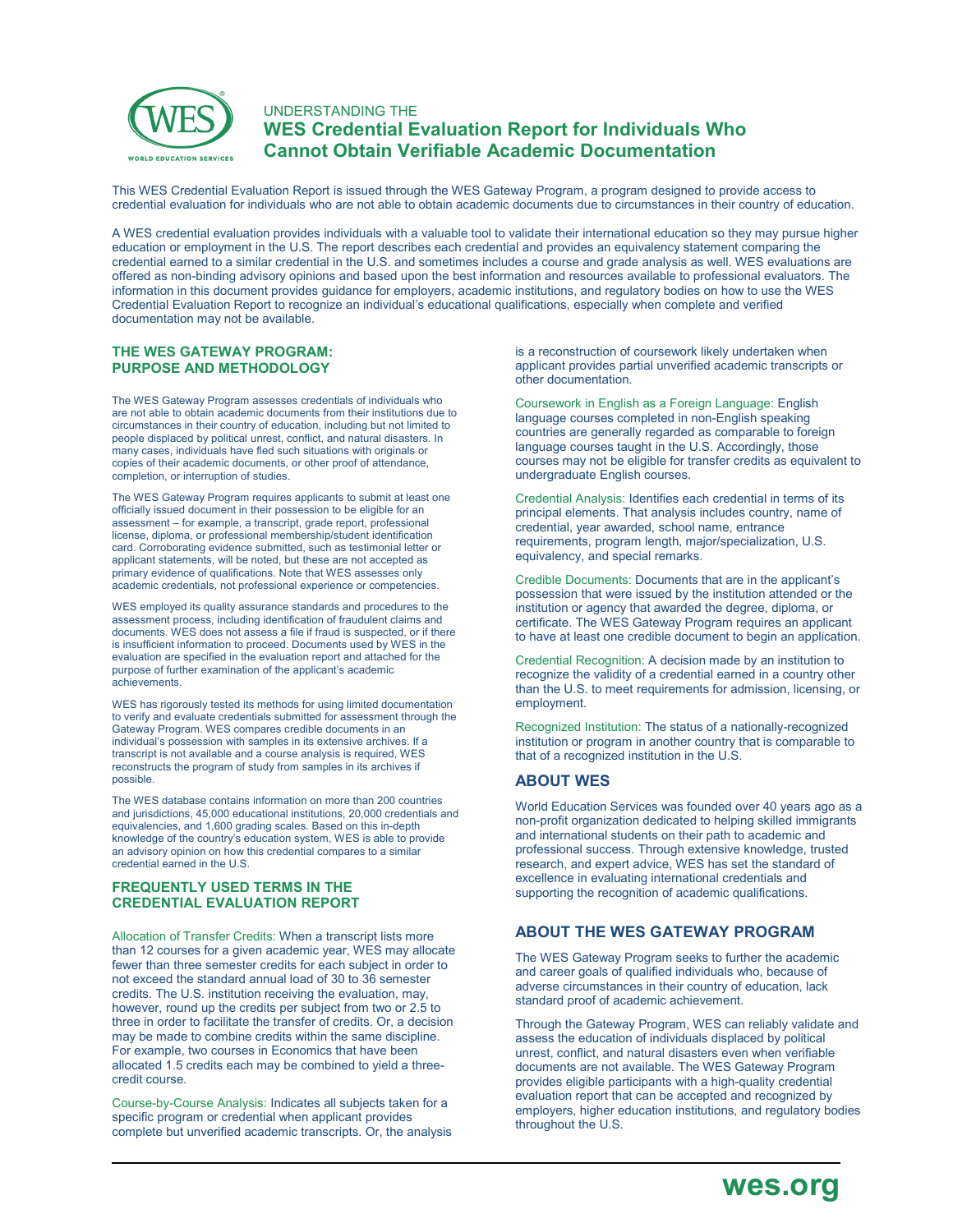# UNDERSTANDING THE WES Credential Evaluation Report for Individuals Who Cannot Obtain Verifiable Academic Documentation

This WES Credential Evaluation Report is issued through the WES Gateway Program, a program designed to provide access to credential evaluation for individuals who are not able to obtain academic documents due to circumstances in their country of education.

A WES credential evaluation provides individuals with a valuable tool to validate their international education so they may pursue higher education or employment in the U.S. The report describes each credential and provides an equivalency statement comparing the credential earned to a similar credential in the U.S. and sometimes includes a course and grade analysis as well. WES evaluations are offered as non-binding advisory opinions and based upon the best information and resources available to professional evaluators. The information in this document provides guidance for employers, academic institutions, and regulatory bodies on how to use the WES Credential Evaluation Report to recognize an individual's educational qualifications, especially when complete and verified documentation may not be available.

## THE WES GATEWAY PROGRAM: PURPOSE AND METHODOLOGY

The WES Gateway Program assesses credentials of individuals who are not able to obtain academic documents from their institutions due to circumstances in their country of education, including but not limited to people displaced by political unrest, conflict, and natural disasters. In many cases, individuals have fled such situations with originals or copies of their academic documents, or other proof of attendance, completion, or interruption of studies.

The WES Gateway Program requires applicants to submit at least one officially issued document in their possession to be eligible for an assessment – for example, a transcript, grade report, professional license, diploma, or professional membership/student identification card. Corroborating evidence submitted, such as testimonial letter or applicant statements, will be noted, but these are not accepted as primary evidence of qualifications. Note that WES assesses only academic credentials, not professional experience or competencies.

WES employed its quality assurance standards and procedures to the assessment process, including identification of fraudulent claims and documents. WES does not assess a file if fraud is suspected, or if there is insufficient information to proceed. Documents used by WES in the evaluation are specified in the evaluation report and attached for the purpose of further examination of the applicant's academic achievements.

WES has rigorously tested its methods for using limited documentation to verify and evaluate credentials submitted for assessment through the Gateway Program. WES compares credible documents in an individual's possession with samples in its extensive archives. If a transcript is not available and a course analysis is required, WES reconstructs the program of study from samples in its archives if possible.

The WES database contains information on more than 200 countries and jurisdictions, 45,000 educational institutions, 20,000 credentials and equivalencies, and 1,600 grading scales. Based on this in-depth knowledge of the country's education system, WES is able to provide an advisory opinion on how this credential compares to a similar credential earned in the U.S.

## FREQUENTLY USED TERMS IN THE CREDENTIAL EVALUATION REPORT

Allocation of Transfer Credits: When a transcript lists more than 12 courses for a given academic year, WES may allocate fewer than three semester credits for each subject in order to not exceed the standard annual load of 30 to 36 semester credits. The U.S. institution receiving the evaluation, may, however, round up the credits per subject from two or 2.5 to three in order to facilitate the transfer of credits. Or, a decision may be made to combine credits within the same discipline. For example, two courses in Economics that have been allocated 1.5 credits each may be combined to yield a three-credit course.

Course-by-Course Analysis: Indicates all subjects taken for a specific program or credential when applicant provides complete but unverified academic transcripts. Or, the analysis is a reconstruction of coursework likely undertaken when applicant provides partial unverified academic transcripts or other documentation.

Coursework in English as a Foreign Language: English language courses completed in non-English speaking countries are generally regarded as comparable to foreign language courses taught in the U.S. Accordingly, those courses may not be eligible for transfer credits as equivalent to undergraduate English courses.

Credential Analysis: Identifies each credential in terms of its principal elements. That analysis includes country, name of credential, year awarded, school name, entrance requirements, program length, major/specialization, U.S. equivalency, and special remarks.

Credible Documents: Documents that are in the applicant's possession that were issued by the institution attended or the institution or agency that awarded the degree, diploma, or certificate. The WES Gateway Program requires an applicant to have at least one credible document to begin an application.

Credential Recognition: A decision made by an institution to recognize the validity of a credential earned in a country other than the U.S. to meet requirements for admission, licensing, or employment.

Recognized Institution: The status of a nationally-recognized institution or program in another country that is comparable to that of a recognized institution in the U.S.

## ABOUT WES

World Education Services was founded over 40 years ago as a non-profit organization dedicated to helping skilled immigrants and international students on their path to academic and professional success. Through extensive knowledge, trusted research, and expert advice, WES has set the standard of excellence in evaluating international credentials and supporting the recognition of academic qualifications.

## ABOUT THE WES GATEWAY PROGRAM

The WES Gateway Program seeks to further the academic and career goals of qualified individuals who, because of adverse circumstances in their country of education, lack standard proof of academic achievement.

Through the Gateway Program, WES can reliably validate and assess the education of individuals displaced by political unrest, conflict, and natural disasters even when verifiable documents are not available. The WES Gateway Program provides eligible participants with a high-quality credential evaluation report that can be accepted and recognized by employers, higher education institutions, and regulatory bodies throughout the U.S.

**wes.org**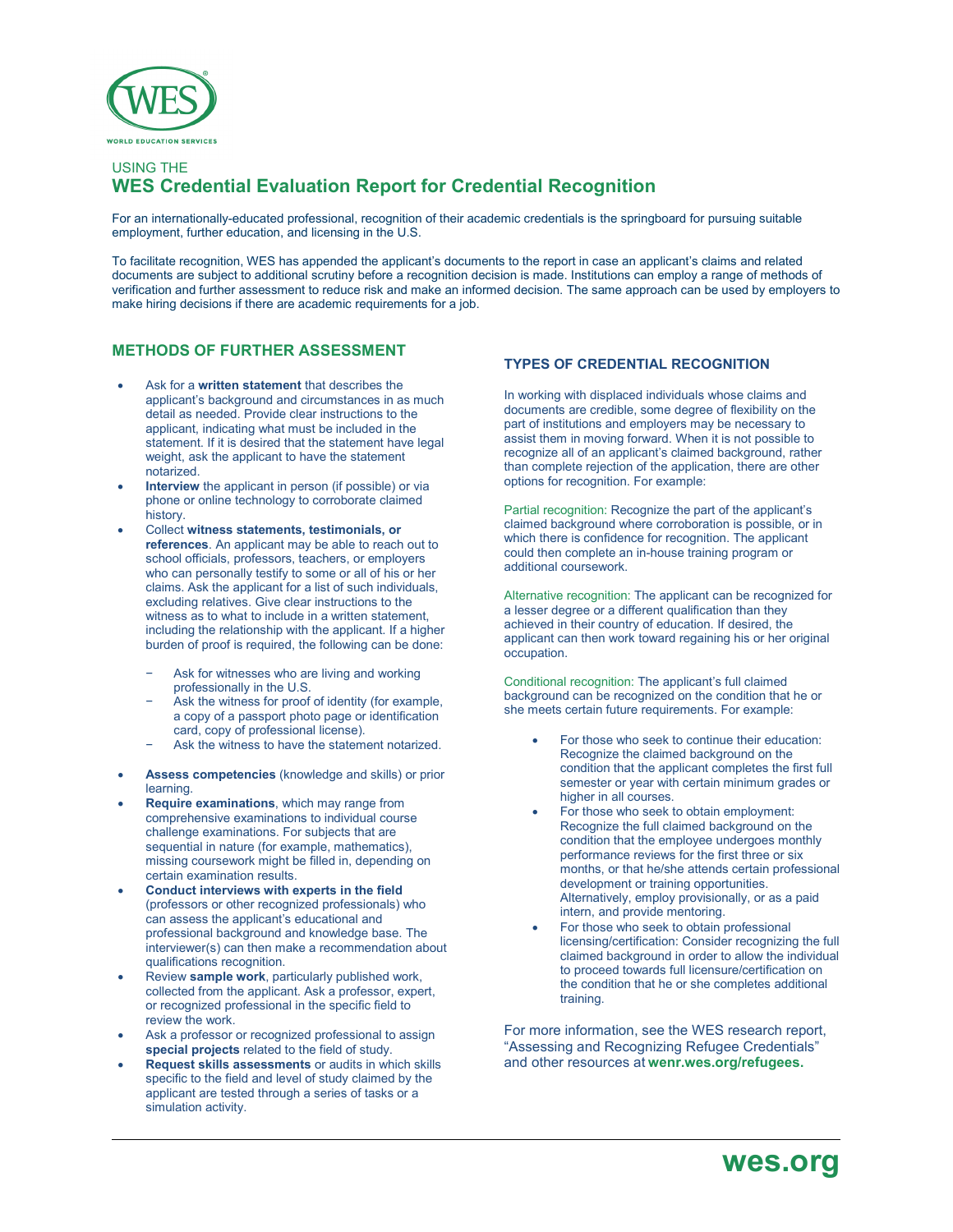USING THE

# WES Credential Evaluation Report for Credential Recognition

For an internationally-educated professional, recognition of their academic credentials is the springboard for pursuing suitable employment, further education, and licensing in the U.S.

To facilitate recognition, WES has appended the applicant's documents to the report in case an applicant's claims and related documents are subject to additional scrutiny before a recognition decision is made. Institutions can employ a range of methods of verification and further assessment to reduce risk and make an informed decision. The same approach can be used by employers to make hiring decisions if there are academic requirements for a job.

## METHODS OF FURTHER ASSESSMENT

- Ask for a **written statement** that describes the applicant's background and circumstances in as much detail as needed. Provide clear instructions to the applicant, indicating what must be included in the statement. If it is desired that the statement have legal weight, ask the applicant to have the statement notarized.
- **Interview** the applicant in person (if possible) or via phone or online technology to corroborate claimed history.
- Collect **witness statements, testimonials, or references**. An applicant may be able to reach out to school officials, professors, teachers, or employers who can personally testify to some or all of his or her claims. Ask the applicant for a list of such individuals, excluding relatives. Give clear instructions to the witness as to what to include in a written statement, including the relationship with the applicant. If a higher burden of proof is required, the following can be done:
  - Ask for witnesses who are living and working professionally in the U.S.
  - Ask the witness for proof of identity (for example, a copy of a passport photo page or identification card, copy of professional license).
  - Ask the witness to have the statement notarized.
- **Assess competencies** (knowledge and skills) or prior learning.
- **Require examinations**, which may range from comprehensive examinations to individual course challenge examinations. For subjects that are sequential in nature (for example, mathematics), missing coursework might be filled in, depending on certain examination results.
- **Conduct interviews with experts in the field** (professors or other recognized professionals) who can assess the applicant's educational and professional background and knowledge base. The interviewer(s) can then make a recommendation about qualifications recognition.
- Review **sample work**, particularly published work, collected from the applicant. Ask a professor, expert, or recognized professional in the specific field to review the work.
- Ask a professor or recognized professional to assign **special projects** related to the field of study.
- **Request skills assessments** or audits in which skills specific to the field and level of study claimed by the applicant are tested through a series of tasks or a simulation activity.

## TYPES OF CREDENTIAL RECOGNITION

In working with displaced individuals whose claims and documents are credible, some degree of flexibility on the part of institutions and employers may be necessary to assist them in moving forward. When it is not possible to recognize all of an applicant's claimed background, rather than complete rejection of the application, there are other options for recognition. For example:

Partial recognition: Recognize the part of the applicant's claimed background where corroboration is possible, or in which there is confidence for recognition. The applicant could then complete an in-house training program or additional coursework.

Alternative recognition: The applicant can be recognized for a lesser degree or a different qualification than they achieved in their country of education. If desired, the applicant can then work toward regaining his or her original occupation.

Conditional recognition: The applicant's full claimed background can be recognized on the condition that he or she meets certain future requirements. For example:

- For those who seek to continue their education: Recognize the claimed background on the condition that the applicant completes the first full semester or year with certain minimum grades or higher in all courses.
- For those who seek to obtain employment: Recognize the full claimed background on the condition that the employee undergoes monthly performance reviews for the first three or six months, or that he/she attends certain professional development or training opportunities. Alternatively, employ provisionally, or as a paid intern, and provide mentoring.
- For those who seek to obtain professional licensing/certification: Consider recognizing the full claimed background in order to allow the individual to proceed towards full licensure/certification on the condition that he or she completes additional training.

For more information, see the WES research report, "Assessing and Recognizing Refugee Credentials" and other resources at **wenr.wes.org/refugees.**

**wes.org**